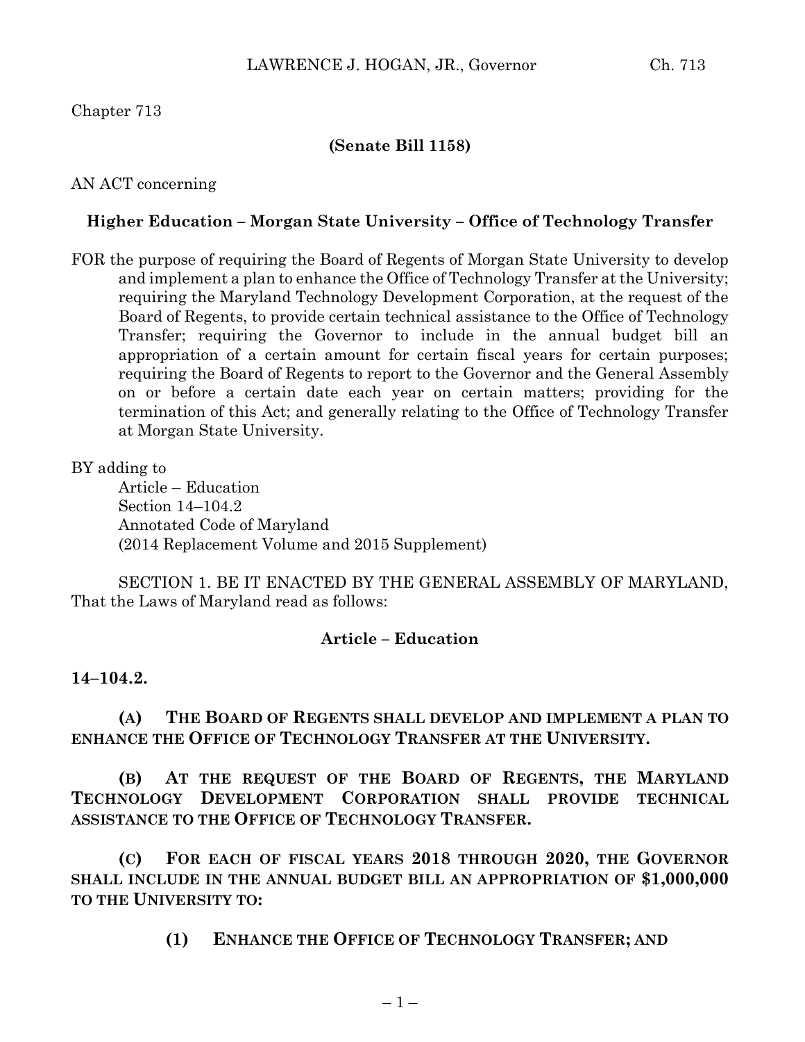Chapter 713

**(Senate Bill 1158)**

AN ACT concerning

**Higher Education – Morgan State University – Office of Technology Transfer**

FOR the purpose of requiring the Board of Regents of Morgan State University to develop and implement a plan to enhance the Office of Technology Transfer at the University; requiring the Maryland Technology Development Corporation, at the request of the Board of Regents, to provide certain technical assistance to the Office of Technology Transfer; requiring the Governor to include in the annual budget bill an appropriation of a certain amount for certain fiscal years for certain purposes; requiring the Board of Regents to report to the Governor and the General Assembly on or before a certain date each year on certain matters; providing for the termination of this Act; and generally relating to the Office of Technology Transfer at Morgan State University.

BY adding to
Article – Education
Section 14–104.2
Annotated Code of Maryland
(2014 Replacement Volume and 2015 Supplement)

SECTION 1. BE IT ENACTED BY THE GENERAL ASSEMBLY OF MARYLAND, That the Laws of Maryland read as follows:

**Article – Education**

**14–104.2.**

**(A) THE BOARD OF REGENTS SHALL DEVELOP AND IMPLEMENT A PLAN TO ENHANCE THE OFFICE OF TECHNOLOGY TRANSFER AT THE UNIVERSITY.**

**(B) AT THE REQUEST OF THE BOARD OF REGENTS, THE MARYLAND TECHNOLOGY DEVELOPMENT CORPORATION SHALL PROVIDE TECHNICAL ASSISTANCE TO THE OFFICE OF TECHNOLOGY TRANSFER.**

**(C) FOR EACH OF FISCAL YEARS 2018 THROUGH 2020, THE GOVERNOR SHALL INCLUDE IN THE ANNUAL BUDGET BILL AN APPROPRIATION OF $1,000,000 TO THE UNIVERSITY TO:**

**(1) ENHANCE THE OFFICE OF TECHNOLOGY TRANSFER; AND**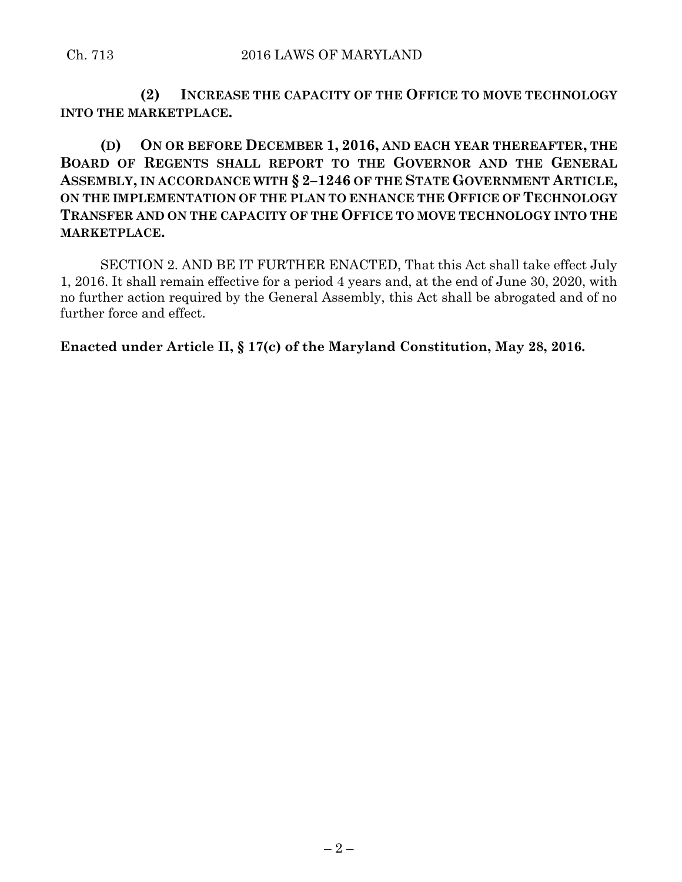**(2) INCREASE THE CAPACITY OF THE OFFICE TO MOVE TECHNOLOGY INTO THE MARKETPLACE.**

**(D) ON OR BEFORE DECEMBER 1, 2016, AND EACH YEAR THEREAFTER, THE BOARD OF REGENTS SHALL REPORT TO THE GOVERNOR AND THE GENERAL ASSEMBLY, IN ACCORDANCE WITH § 2–1246 OF THE STATE GOVERNMENT ARTICLE, ON THE IMPLEMENTATION OF THE PLAN TO ENHANCE THE OFFICE OF TECHNOLOGY TRANSFER AND ON THE CAPACITY OF THE OFFICE TO MOVE TECHNOLOGY INTO THE MARKETPLACE.**

SECTION 2. AND BE IT FURTHER ENACTED, That this Act shall take effect July 1, 2016. It shall remain effective for a period 4 years and, at the end of June 30, 2020, with no further action required by the General Assembly, this Act shall be abrogated and of no further force and effect.

**Enacted under Article II, § 17(c) of the Maryland Constitution, May 28, 2016.**